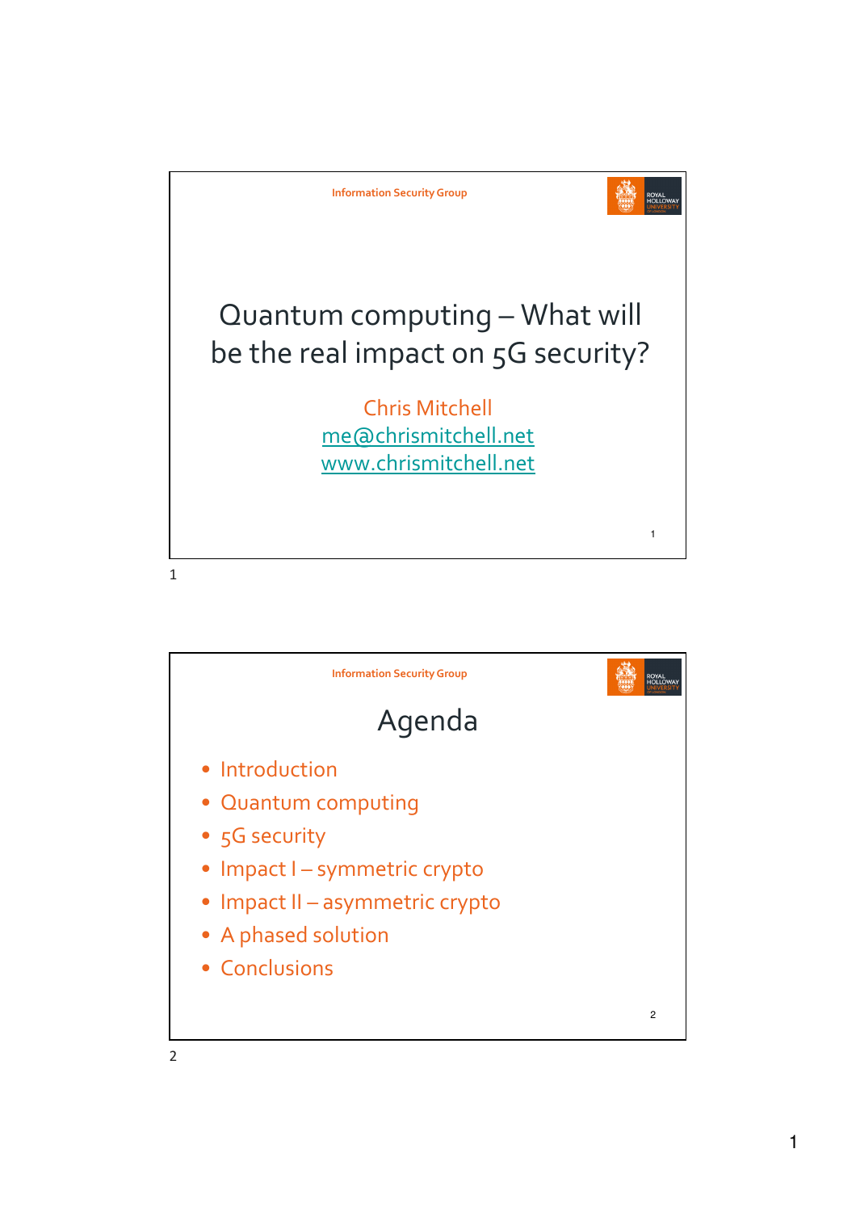Information Security Group

# Quantum computing – What will be the real impact on 5G security?

Chris Mitchell
me@chrismitchell.net
www.chrismitchell.net

Information Security Group

## Agenda

- Introduction
- Quantum computing
- 5G security
- Impact I – symmetric crypto
- Impact II – asymmetric crypto
- A phased solution
- Conclusions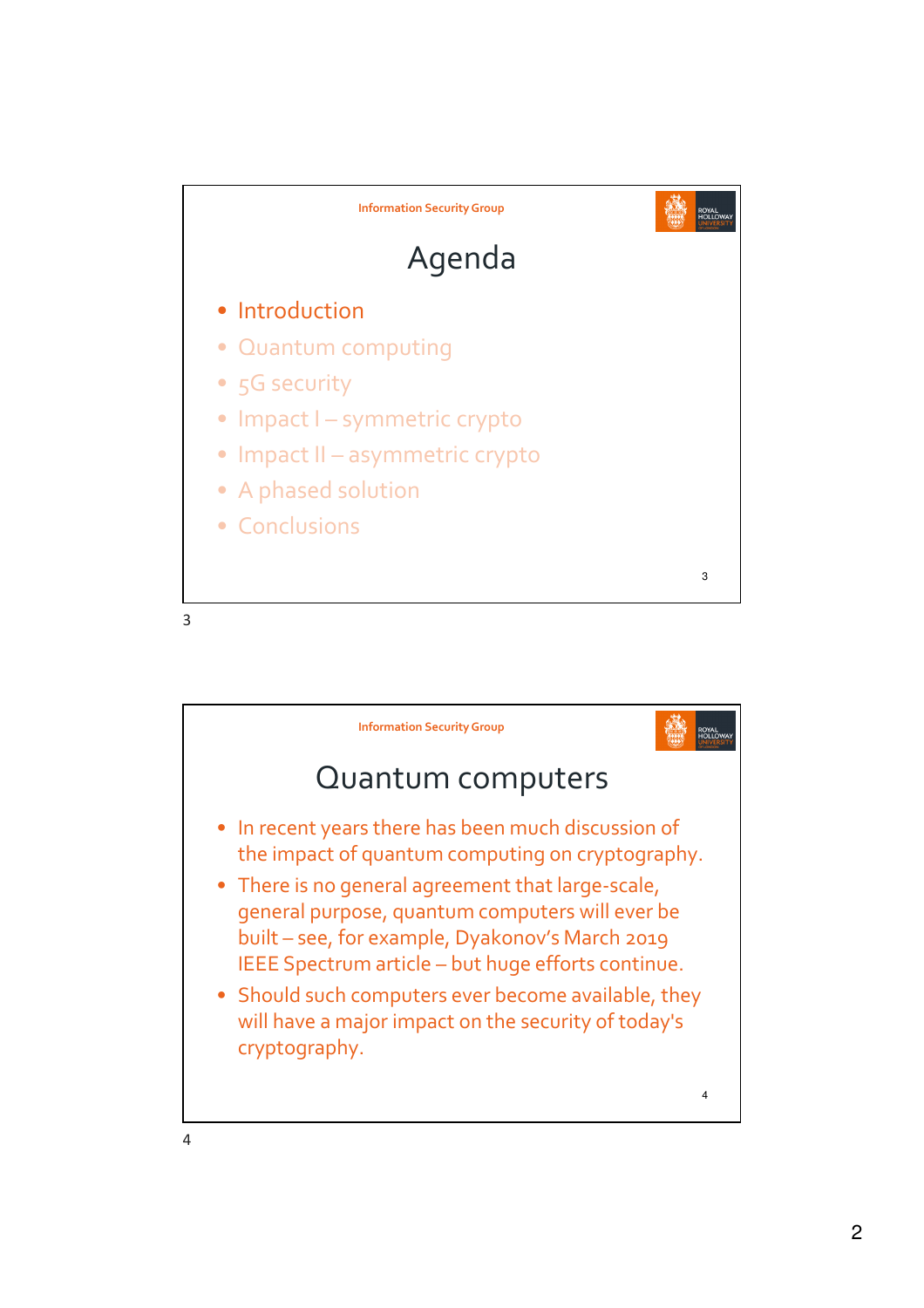Information Security Group

## Agenda

- Introduction
- Quantum computing
- 5G security
- Impact I – symmetric crypto
- Impact II – asymmetric crypto
- A phased solution
- Conclusions

Information Security Group

## Quantum computers

- In recent years there has been much discussion of the impact of quantum computing on cryptography.
- There is no general agreement that large-scale, general purpose, quantum computers will ever be built – see, for example, Dyakonov's March 2019 IEEE Spectrum article – but huge efforts continue.
- Should such computers ever become available, they will have a major impact on the security of today's cryptography.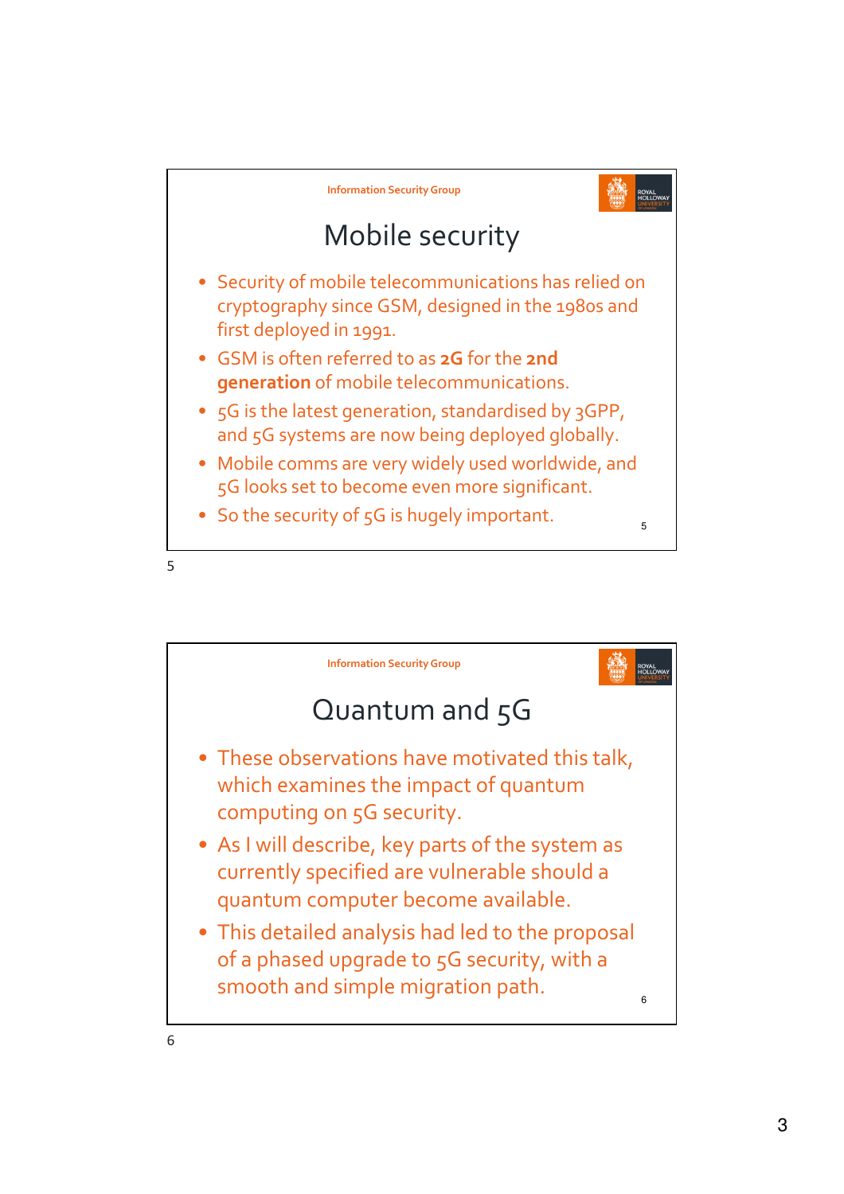## Mobile security

- Security of mobile telecommunications has relied on cryptography since GSM, designed in the 1980s and first deployed in 1991.
- GSM is often referred to as **2G** for the **2nd generation** of mobile telecommunications.
- 5G is the latest generation, standardised by 3GPP, and 5G systems are now being deployed globally.
- Mobile comms are very widely used worldwide, and 5G looks set to become even more significant.
- So the security of 5G is hugely important.

## Quantum and 5G

- These observations have motivated this talk, which examines the impact of quantum computing on 5G security.
- As I will describe, key parts of the system as currently specified are vulnerable should a quantum computer become available.
- This detailed analysis had led to the proposal of a phased upgrade to 5G security, with a smooth and simple migration path.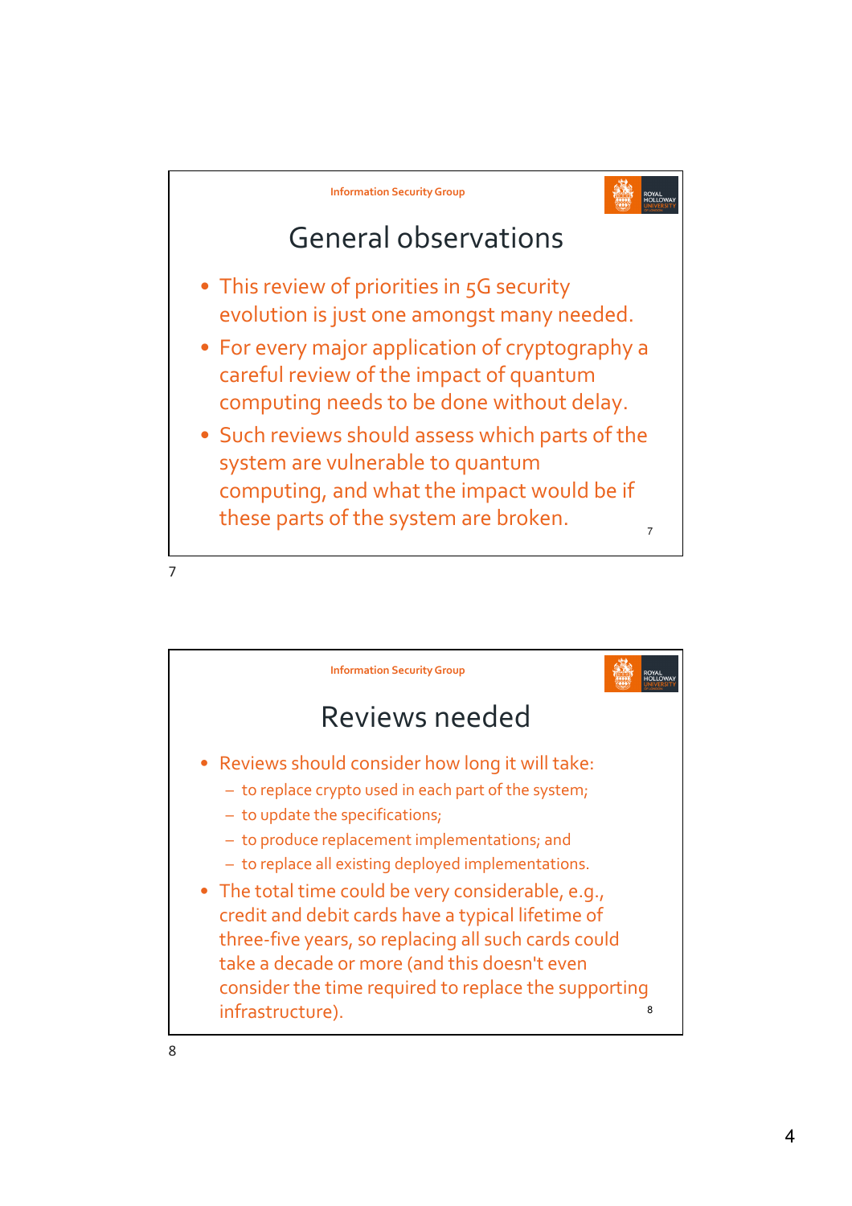## General observations

- This review of priorities in 5G security evolution is just one amongst many needed.
- For every major application of cryptography a careful review of the impact of quantum computing needs to be done without delay.
- Such reviews should assess which parts of the system are vulnerable to quantum computing, and what the impact would be if these parts of the system are broken.

## Reviews needed

- Reviews should consider how long it will take:
  - to replace crypto used in each part of the system;
  - to update the specifications;
  - to produce replacement implementations; and
  - to replace all existing deployed implementations.
- The total time could be very considerable, e.g., credit and debit cards have a typical lifetime of three-five years, so replacing all such cards could take a decade or more (and this doesn't even consider the time required to replace the supporting infrastructure).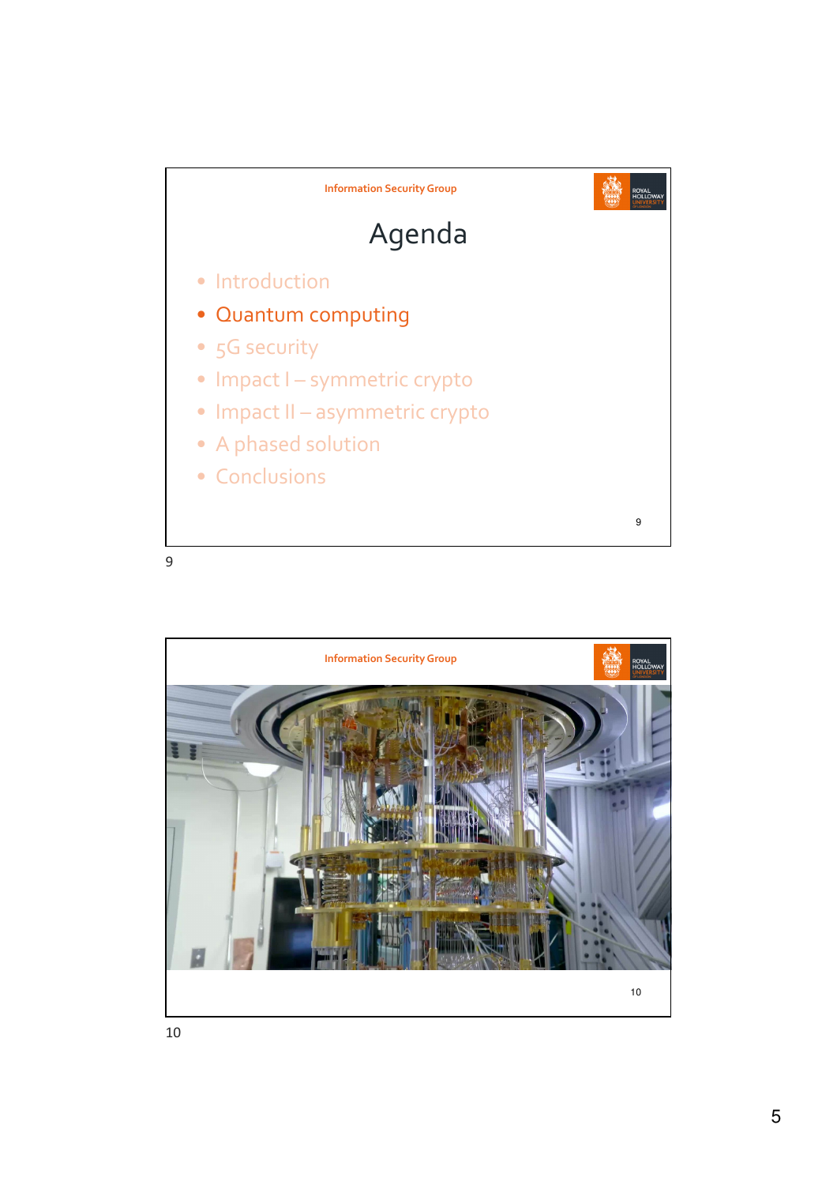Information Security Group

# Agenda

- Introduction
- **Quantum computing**
- 5G security
- Impact I – symmetric crypto
- Impact II – asymmetric crypto
- A phased solution
- Conclusions

Information Security Group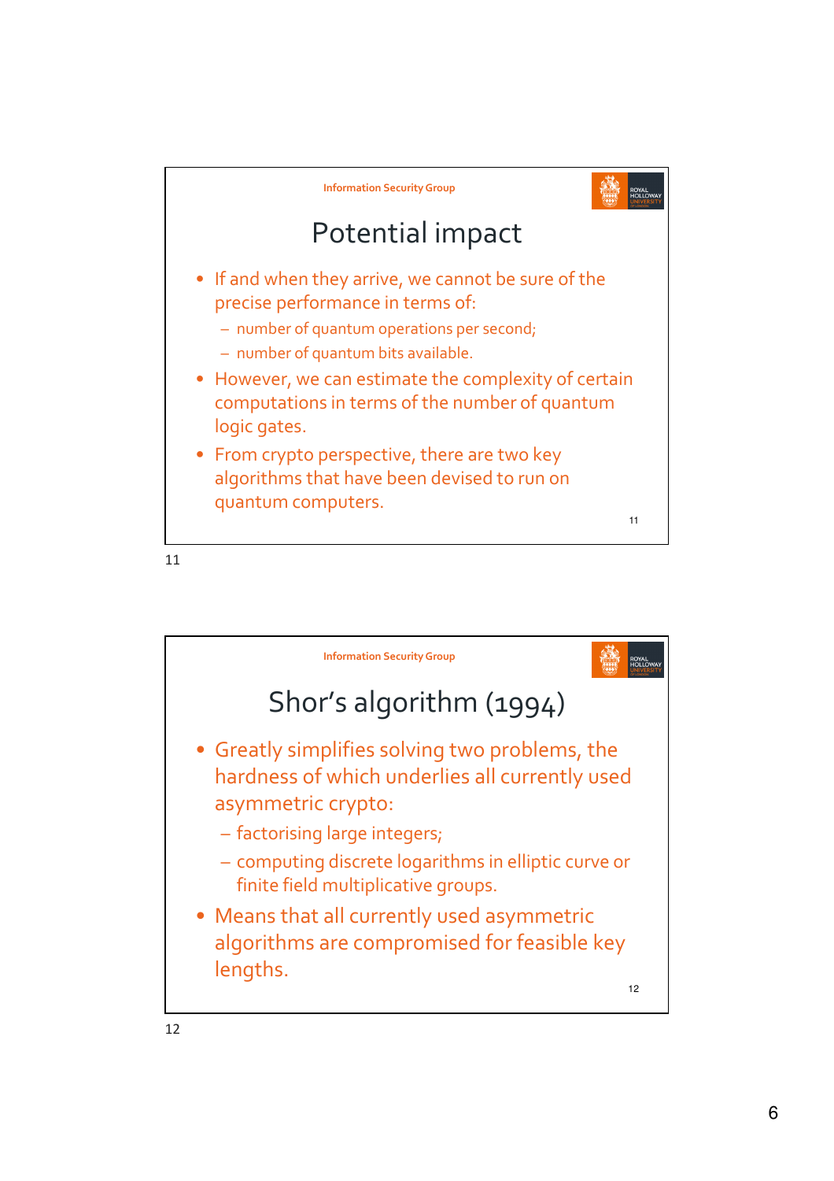## Potential impact

- If and when they arrive, we cannot be sure of the precise performance in terms of:
  - number of quantum operations per second;
  - number of quantum bits available.
- However, we can estimate the complexity of certain computations in terms of the number of quantum logic gates.
- From crypto perspective, there are two key algorithms that have been devised to run on quantum computers.

## Shor's algorithm (1994)

- Greatly simplifies solving two problems, the hardness of which underlies all currently used asymmetric crypto:
  - factorising large integers;
  - computing discrete logarithms in elliptic curve or finite field multiplicative groups.
- Means that all currently used asymmetric algorithms are compromised for feasible key lengths.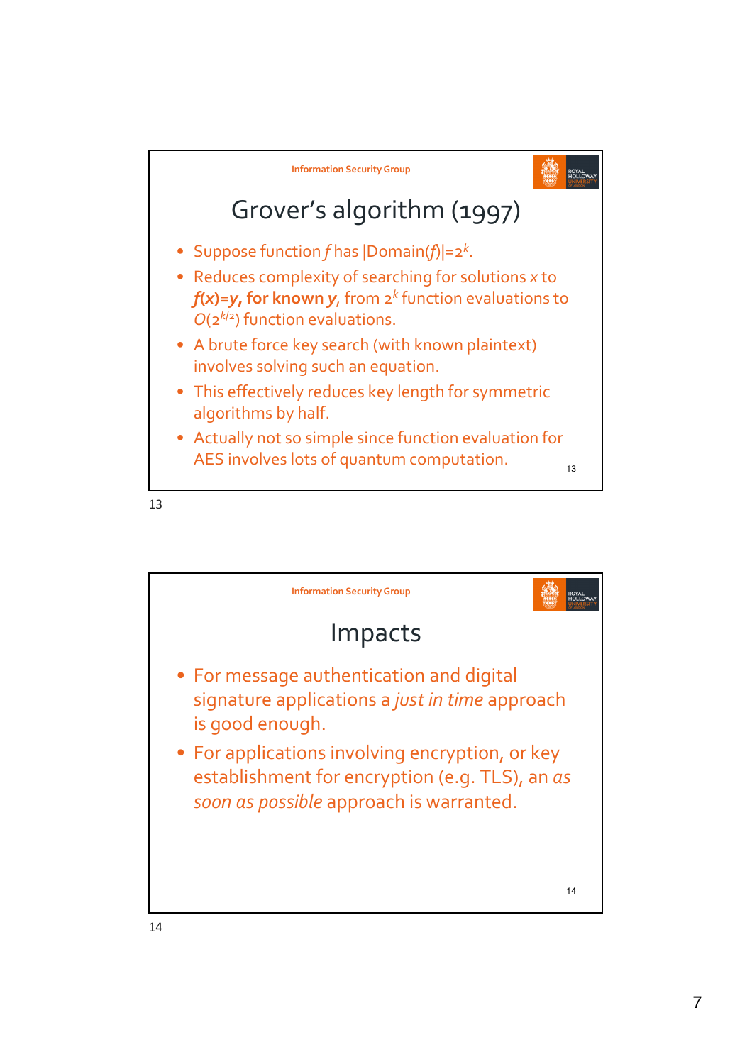## Grover's algorithm (1997)

- Suppose function $f$ has $|\text{Domain}(f)|=2^k$.
- Reduces complexity of searching for solutions $x$ to **$f(x)=y$, for known $y$**, from $2^k$ function evaluations to $O(2^{k/2})$ function evaluations.
- A brute force key search (with known plaintext) involves solving such an equation.
- This effectively reduces key length for symmetric algorithms by half.
- Actually not so simple since function evaluation for AES involves lots of quantum computation.

## Impacts

- For message authentication and digital signature applications a *just in time* approach is good enough.
- For applications involving encryption, or key establishment for encryption (e.g. TLS), an *as soon as possible* approach is warranted.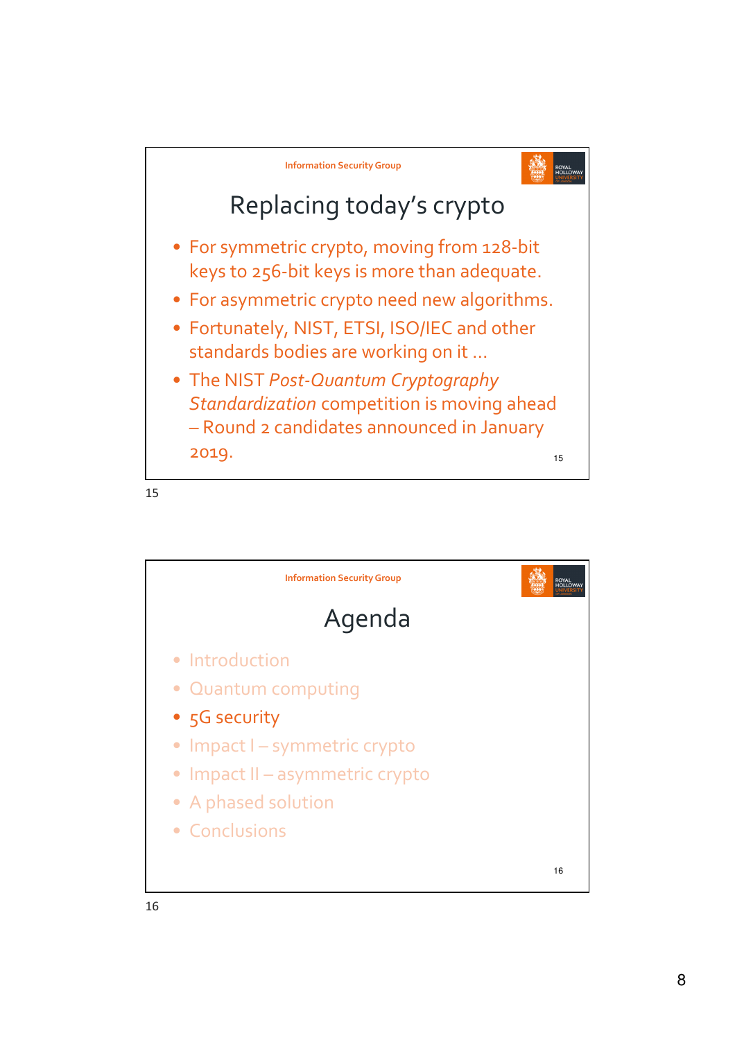Information Security Group

## Replacing today's crypto

- For symmetric crypto, moving from 128-bit keys to 256-bit keys is more than adequate.
- For asymmetric crypto need new algorithms.
- Fortunately, NIST, ETSI, ISO/IEC and other standards bodies are working on it …
- The NIST *Post-Quantum Cryptography Standardization* competition is moving ahead – Round 2 candidates announced in January 2019.

Information Security Group

## Agenda

- Introduction
- Quantum computing
- 5G security
- Impact I – symmetric crypto
- Impact II – asymmetric crypto
- A phased solution
- Conclusions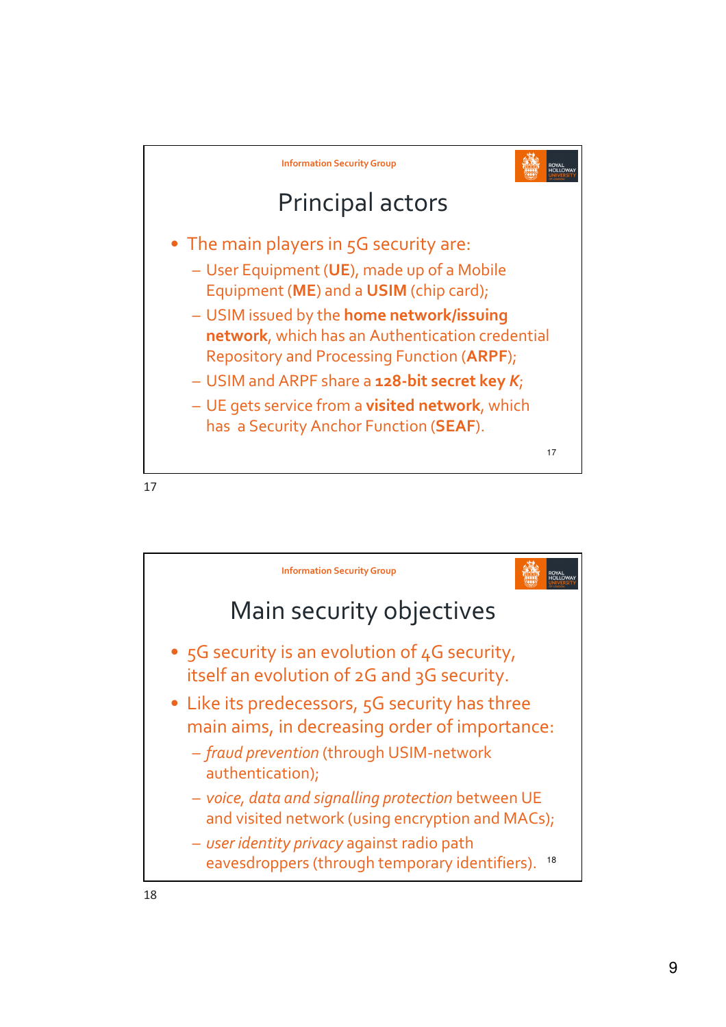Information Security Group

## Principal actors

- The main players in 5G security are:
  - User Equipment (**UE**), made up of a Mobile Equipment (**ME**) and a **USIM** (chip card);
  - USIM issued by the **home network/issuing network**, which has an Authentication credential Repository and Processing Function (**ARPF**);
  - USIM and ARPF share a **128-bit secret key** ***K***;
  - UE gets service from a **visited network**, which has a Security Anchor Function (**SEAF**).

Information Security Group

## Main security objectives

- 5G security is an evolution of 4G security, itself an evolution of 2G and 3G security.
- Like its predecessors, 5G security has three main aims, in decreasing order of importance:
  - *fraud prevention* (through USIM-network authentication);
  - *voice, data and signalling protection* between UE and visited network (using encryption and MACs);
  - *user identity privacy* against radio path eavesdroppers (through temporary identifiers).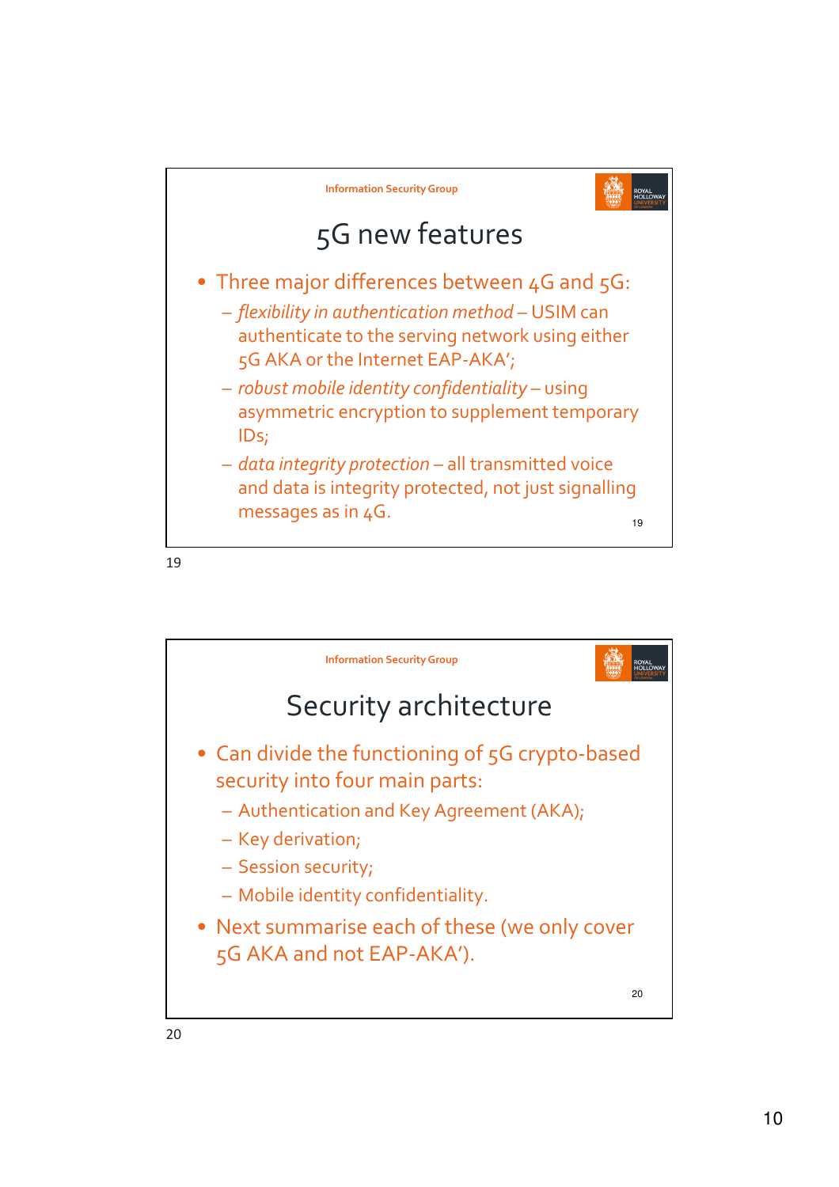## 5G new features

- Three major differences between 4G and 5G:
  - *flexibility in authentication method* – USIM can authenticate to the serving network using either 5G AKA or the Internet EAP-AKA';
  - *robust mobile identity confidentiality* – using asymmetric encryption to supplement temporary IDs;
  - *data integrity protection* – all transmitted voice and data is integrity protected, not just signalling messages as in 4G.

## Security architecture

- Can divide the functioning of 5G crypto-based security into four main parts:
  - Authentication and Key Agreement (AKA);
  - Key derivation;
  - Session security;
  - Mobile identity confidentiality.
- Next summarise each of these (we only cover 5G AKA and not EAP-AKA').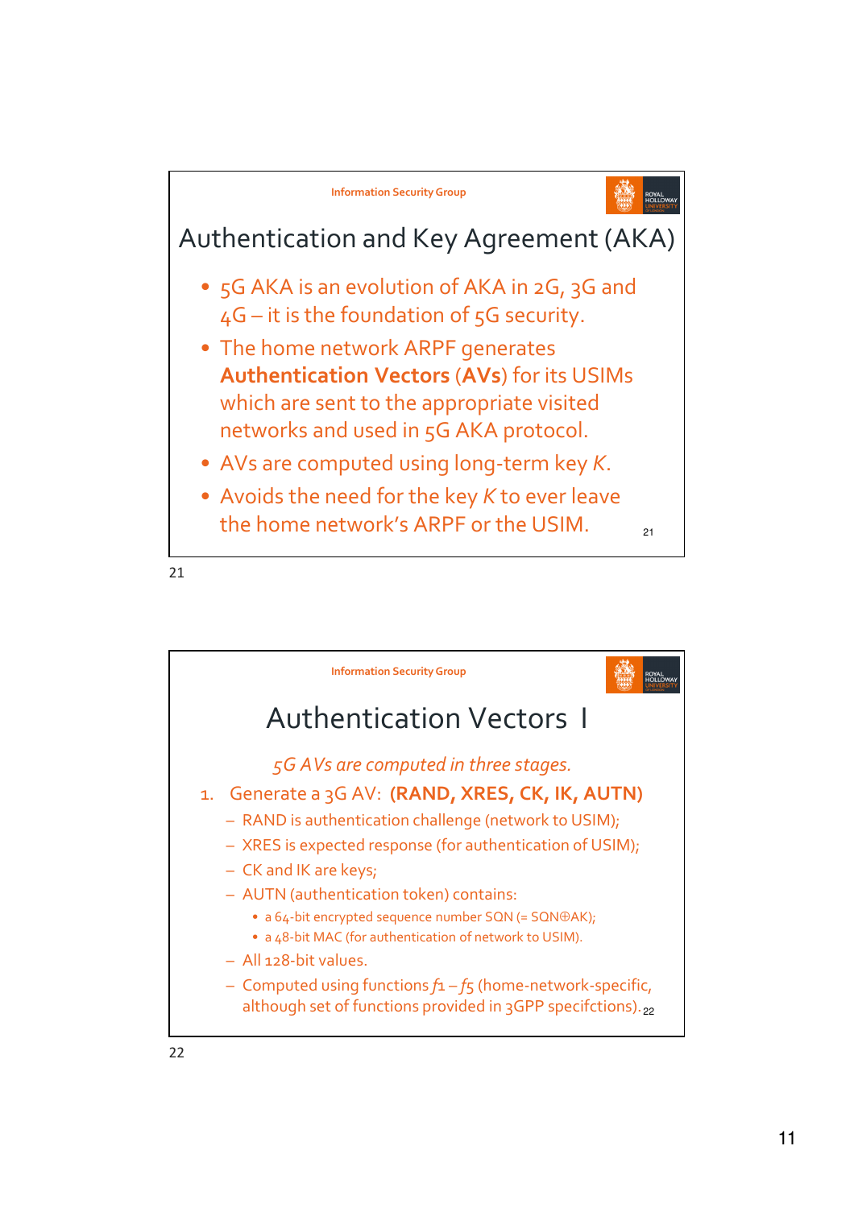## Authentication and Key Agreement (AKA)

- 5G AKA is an evolution of AKA in 2G, 3G and 4G – it is the foundation of 5G security.
- The home network ARPF generates **Authentication Vectors** (**AVs**) for its USIMs which are sent to the appropriate visited networks and used in 5G AKA protocol.
- AVs are computed using long-term key *K*.
- Avoids the need for the key *K* to ever leave the home network's ARPF or the USIM.

## Authentication Vectors I

*5G AVs are computed in three stages.*

1. Generate a 3G AV: **(RAND, XRES, CK, IK, AUTN)**
   - RAND is authentication challenge (network to USIM);
   - XRES is expected response (for authentication of USIM);
   - CK and IK are keys;
   - AUTN (authentication token) contains:
     - a 64-bit encrypted sequence number SQN (= SQN⊕AK);
     - a 48-bit MAC (for authentication of network to USIM).
   - All 128-bit values.
   - Computed using functions $f1 – f5$ (home-network-specific, although set of functions provided in 3GPP specifctions).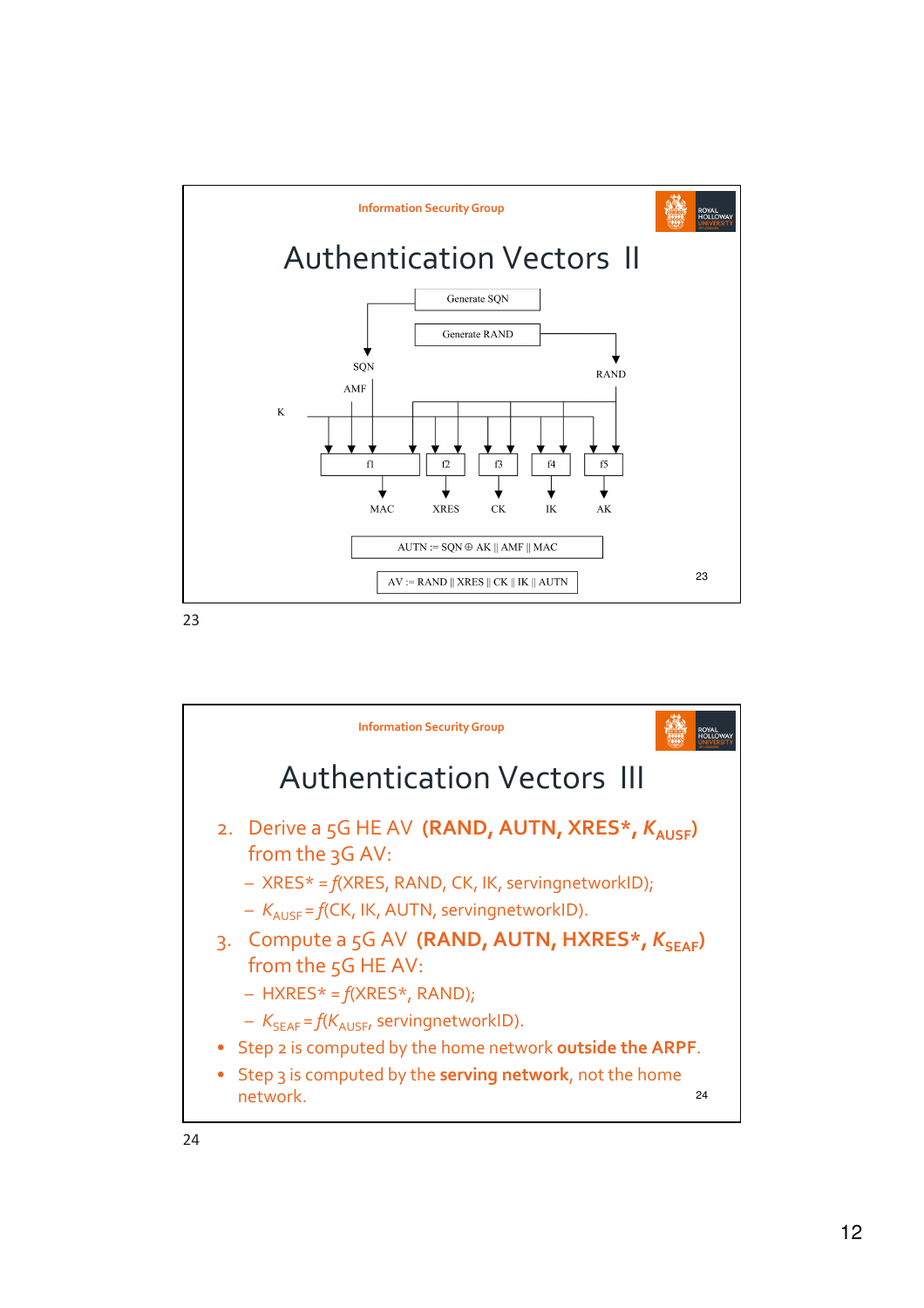Information Security Group

# Authentication Vectors II

Generate SQN

Generate RAND

SQN

AMF

RAND

K

f1 f2 f3 f4 f5

MAC XRES CK IK AK

AUTN := SQN ⊕ AK || AMF || MAC

AV := RAND || XRES || CK || IK || AUTN

---

Information Security Group

# Authentication Vectors III

2. Derive a 5G HE AV **(RAND, AUTN, XRES\*, $K_{AUSF}$)** from the 3G AV:
   - XRES* = *f*(XRES, RAND, CK, IK, servingnetworkID);
   - $K_{AUSF}$ = *f*(CK, IK, AUTN, servingnetworkID).
3. Compute a 5G AV **(RAND, AUTN, HXRES\*, $K_{SEAF}$)** from the 5G HE AV:
   - HXRES* = *f*(XRES*, RAND);
   - $K_{SEAF}$ = *f*($K_{AUSF}$, servingnetworkID).

- Step 2 is computed by the home network **outside the ARPF**.
- Step 3 is computed by the **serving network**, not the home network.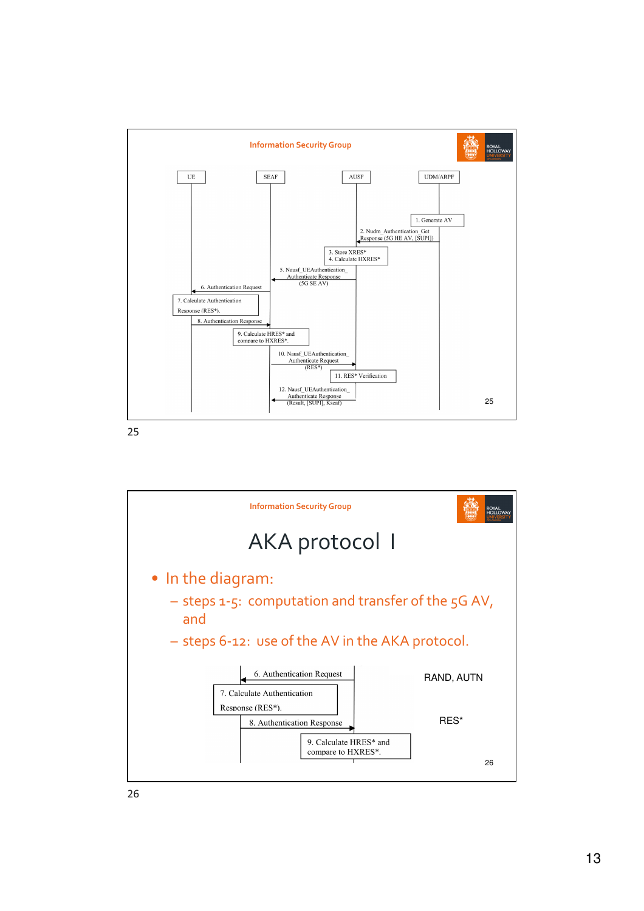Information Security Group

UE | SEAF | AUSF | UDM/ARPF

1. Generate AV

2. Nudm_Authentication_Get Response (5G HE AV, [SUPI])

3. Store XRES*
4. Calculate HXRES*

5. Nausf_UEAuthentication_Authenticate Response (5G SE AV)

6. Authentication Request

7. Calculate Authentication Response (RES*).

8. Authentication Response

9. Calculate HRES* and compare to HXRES*.

10. Nausf_UEAuthentication_Authenticate Request (RES*)

11. RES* Verification

12. Nausf_UEAuthentication_Authenticate Response (Result, [SUPI], Kseaf)

Information Security Group

# AKA protocol I

- In the diagram:
  - steps 1-5: computation and transfer of the 5G AV, and
  - steps 6-12: use of the AV in the AKA protocol.

6. Authentication Request — RAND, AUTN

7. Calculate Authentication Response (RES*).

8. Authentication Response — RES*

9. Calculate HRES* and compare to HXRES*.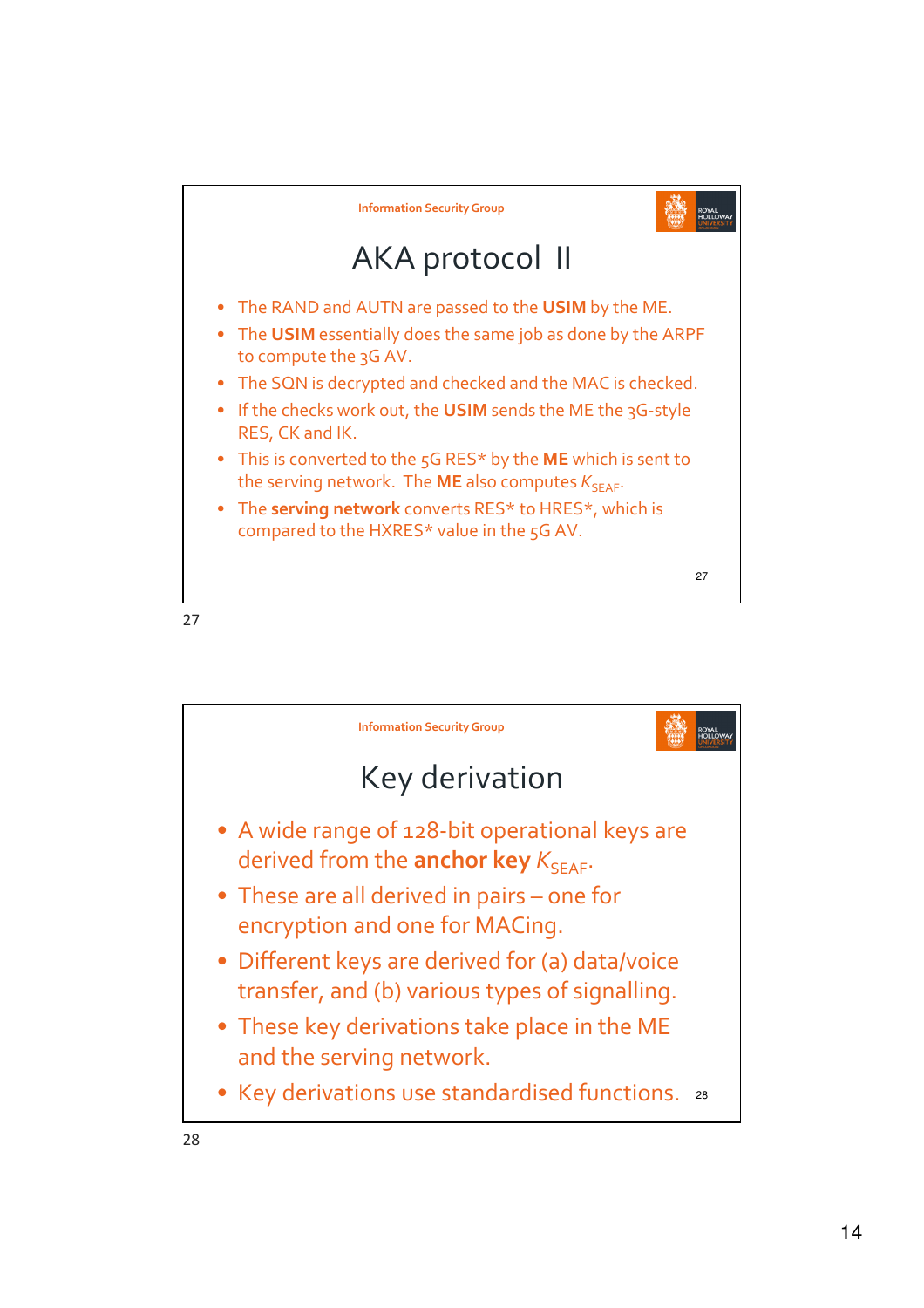## AKA protocol II

- The RAND and AUTN are passed to the **USIM** by the ME.
- The **USIM** essentially does the same job as done by the ARPF to compute the 3G AV.
- The SQN is decrypted and checked and the MAC is checked.
- If the checks work out, the **USIM** sends the ME the 3G-style RES, CK and IK.
- This is converted to the 5G RES* by the **ME** which is sent to the serving network. The **ME** also computes $K_{SEAF}$.
- The **serving network** converts RES* to HRES*, which is compared to the HXRES* value in the 5G AV.

## Key derivation

- A wide range of 128-bit operational keys are derived from the **anchor key** $K_{SEAF}$.
- These are all derived in pairs – one for encryption and one for MACing.
- Different keys are derived for (a) data/voice transfer, and (b) various types of signalling.
- These key derivations take place in the ME and the serving network.
- Key derivations use standardised functions.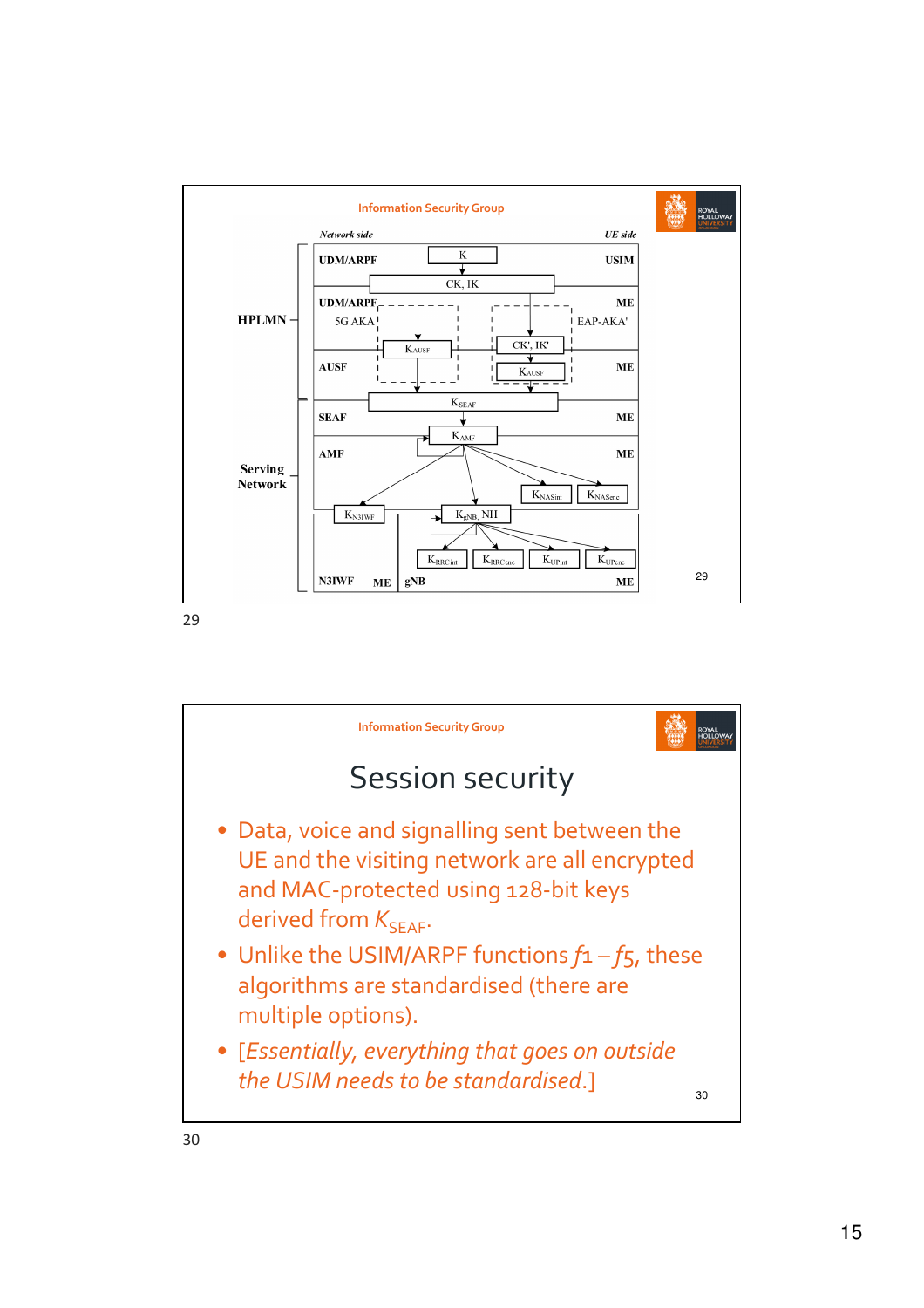Information Security Group

*Network side* *UE side*

| | | |
|---|---|---|
| HPLMN | UDM/ARPF | K → CK, IK | USIM |
| | UDM/ARPF 5G AKA | $K_{AUSF}$ / CK', IK' → $K_{AUSF}$ | ME EAP-AKA' |
| | AUSF | | ME |
| Serving Network | SEAF | $K_{SEAF}$ | ME |
| | AMF | $K_{AMF}$ → $K_{NASint}$, $K_{NASenc}$ | ME |
| | N3IWF ME | $K_{N3IWF}$ | |
| | gNB | $K_{gNB}$, NH → $K_{RRCint}$, $K_{RRCenc}$, $K_{UPint}$, $K_{UPenc}$ | ME |

Information Security Group

# Session security

- Data, voice and signalling sent between the UE and the visiting network are all encrypted and MAC-protected using 128-bit keys derived from $K_{SEAF}$.
- Unlike the USIM/ARPF functions $f1 - f5$, these algorithms are standardised (there are multiple options).
- [*Essentially, everything that goes on outside the USIM needs to be standardised*.]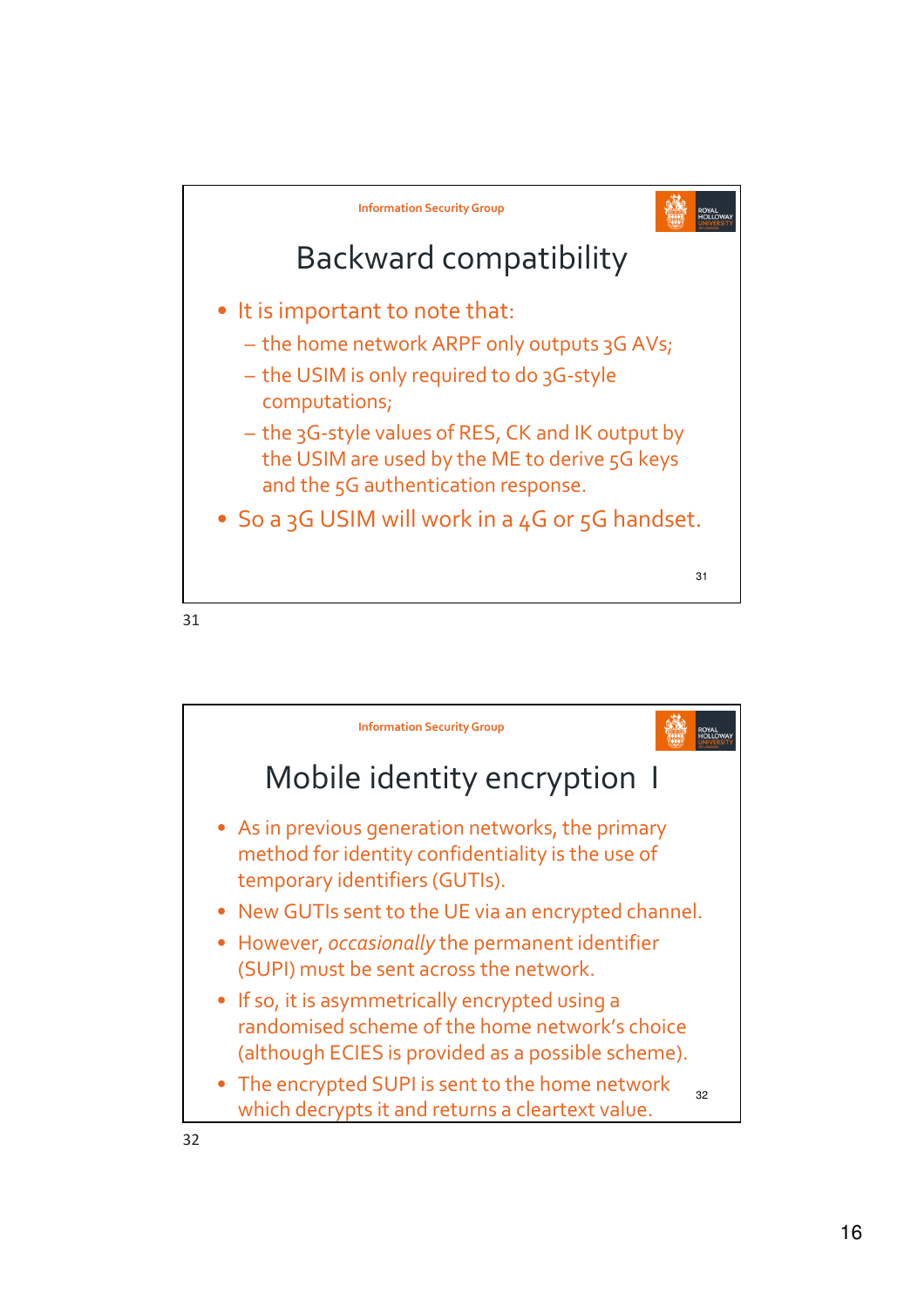## Backward compatibility

- It is important to note that:
  - the home network ARPF only outputs 3G AVs;
  - the USIM is only required to do 3G-style computations;
  - the 3G-style values of RES, CK and IK output by the USIM are used by the ME to derive 5G keys and the 5G authentication response.
- So a 3G USIM will work in a 4G or 5G handset.

## Mobile identity encryption I

- As in previous generation networks, the primary method for identity confidentiality is the use of temporary identifiers (GUTIs).
- New GUTIs sent to the UE via an encrypted channel.
- However, *occasionally* the permanent identifier (SUPI) must be sent across the network.
- If so, it is asymmetrically encrypted using a randomised scheme of the home network's choice (although ECIES is provided as a possible scheme).
- The encrypted SUPI is sent to the home network which decrypts it and returns a cleartext value.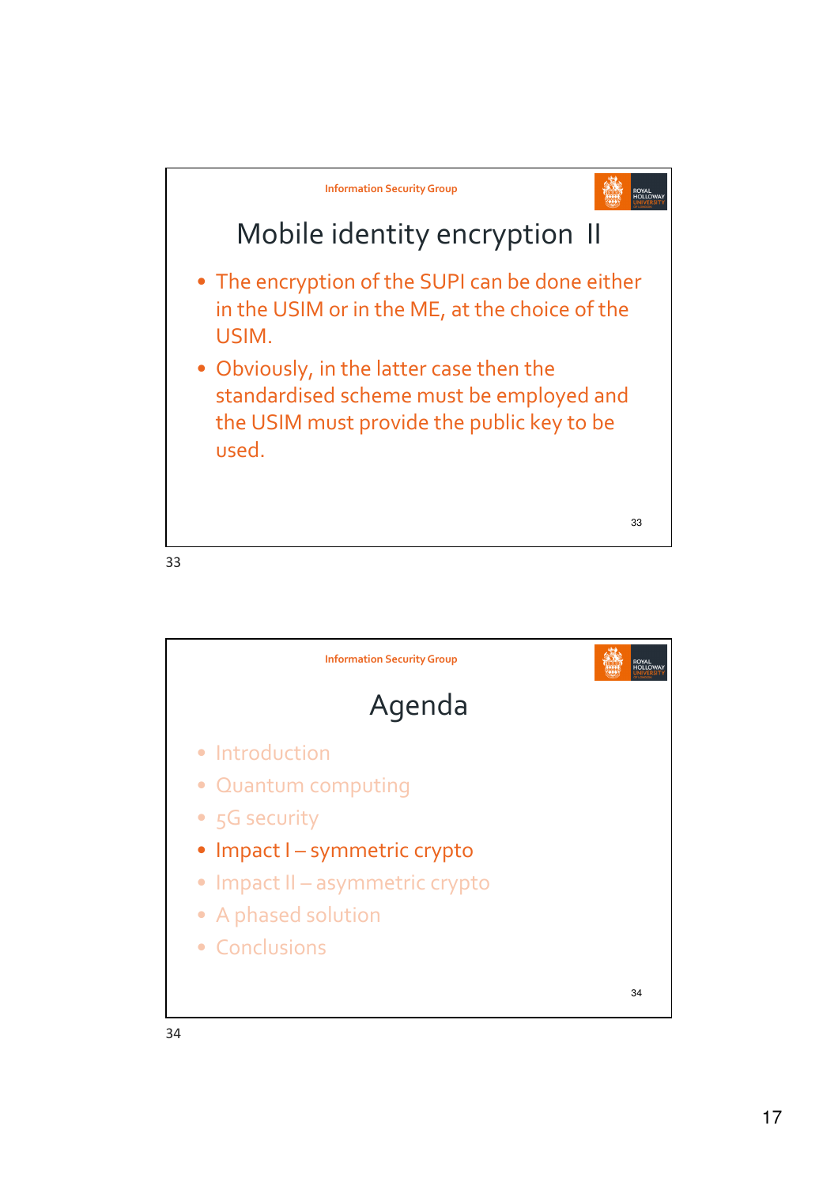Information Security Group

## Mobile identity encryption II

- The encryption of the SUPI can be done either in the USIM or in the ME, at the choice of the USIM.
- Obviously, in the latter case then the standardised scheme must be employed and the USIM must provide the public key to be used.

Information Security Group

## Agenda

- Introduction
- Quantum computing
- 5G security
- Impact I – symmetric crypto
- Impact II – asymmetric crypto
- A phased solution
- Conclusions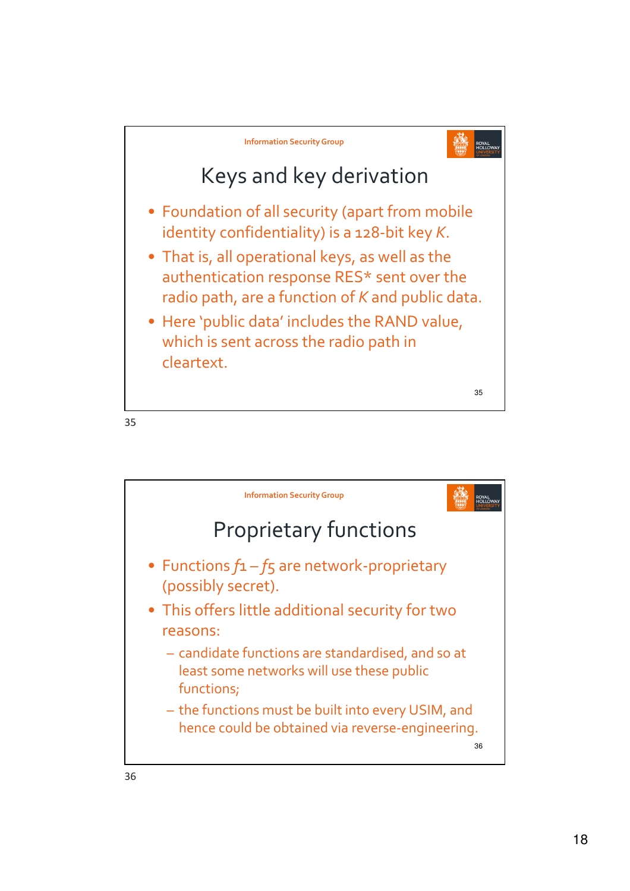## Keys and key derivation

- Foundation of all security (apart from mobile identity confidentiality) is a 128-bit key $K$.
- That is, all operational keys, as well as the authentication response RES* sent over the radio path, are a function of $K$ and public data.
- Here 'public data' includes the RAND value, which is sent across the radio path in cleartext.

## Proprietary functions

- Functions $f1 - f5$ are network-proprietary (possibly secret).
- This offers little additional security for two reasons:
  - candidate functions are standardised, and so at least some networks will use these public functions;
  - the functions must be built into every USIM, and hence could be obtained via reverse-engineering.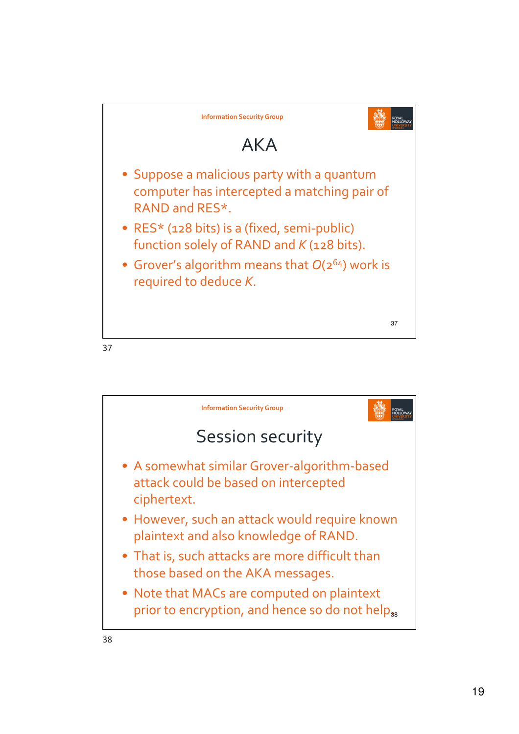## AKA

- Suppose a malicious party with a quantum computer has intercepted a matching pair of RAND and RES*.
- RES* (128 bits) is a (fixed, semi-public) function solely of RAND and *K* (128 bits).
- Grover's algorithm means that $O(2^{64})$ work is required to deduce *K*.

## Session security

- A somewhat similar Grover-algorithm-based attack could be based on intercepted ciphertext.
- However, such an attack would require known plaintext and also knowledge of RAND.
- That is, such attacks are more difficult than those based on the AKA messages.
- Note that MACs are computed on plaintext prior to encryption, and hence so do not help.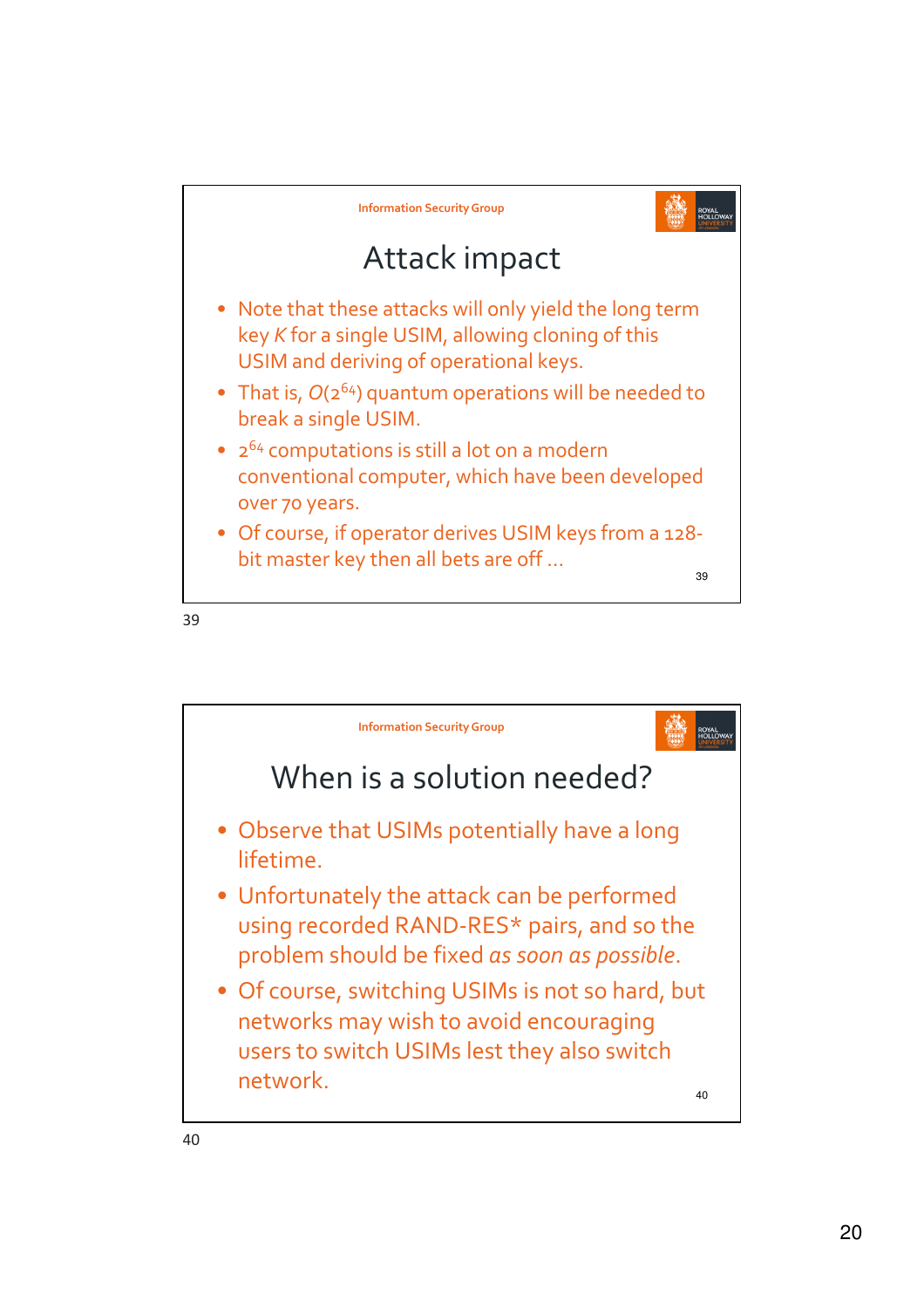## Attack impact

- Note that these attacks will only yield the long term key *K* for a single USIM, allowing cloning of this USIM and deriving of operational keys.
- That is, $O(2^{64})$ quantum operations will be needed to break a single USIM.
- $2^{64}$ computations is still a lot on a modern conventional computer, which have been developed over 70 years.
- Of course, if operator derives USIM keys from a 128-bit master key then all bets are off …

## When is a solution needed?

- Observe that USIMs potentially have a long lifetime.
- Unfortunately the attack can be performed using recorded RAND-RES* pairs, and so the problem should be fixed *as soon as possible*.
- Of course, switching USIMs is not so hard, but networks may wish to avoid encouraging users to switch USIMs lest they also switch network.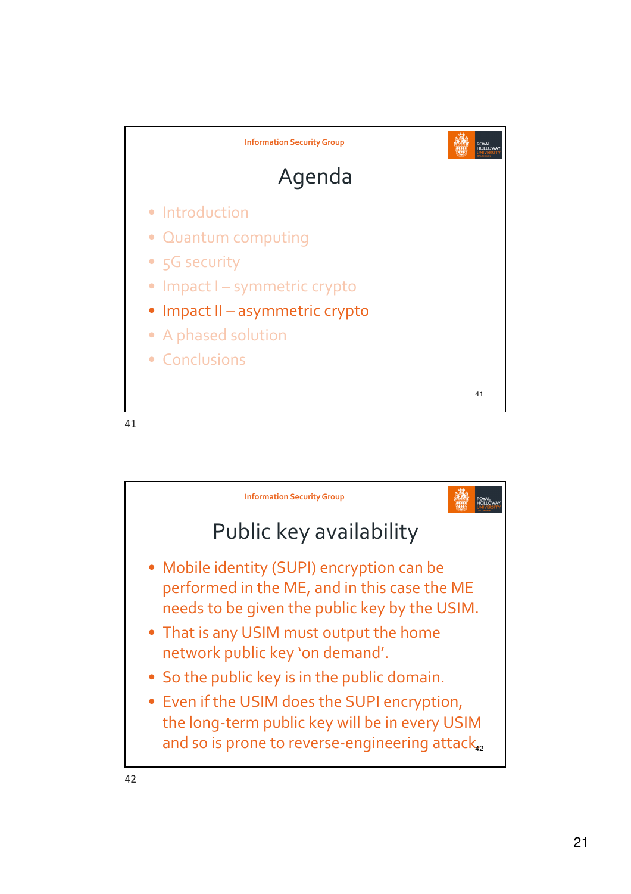## Agenda

- Introduction
- Quantum computing
- 5G security
- Impact I – symmetric crypto
- Impact II – asymmetric crypto
- A phased solution
- Conclusions

## Public key availability

- Mobile identity (SUPI) encryption can be performed in the ME, and in this case the ME needs to be given the public key by the USIM.
- That is any USIM must output the home network public key 'on demand'.
- So the public key is in the public domain.
- Even if the USIM does the SUPI encryption, the long-term public key will be in every USIM and so is prone to reverse-engineering attack.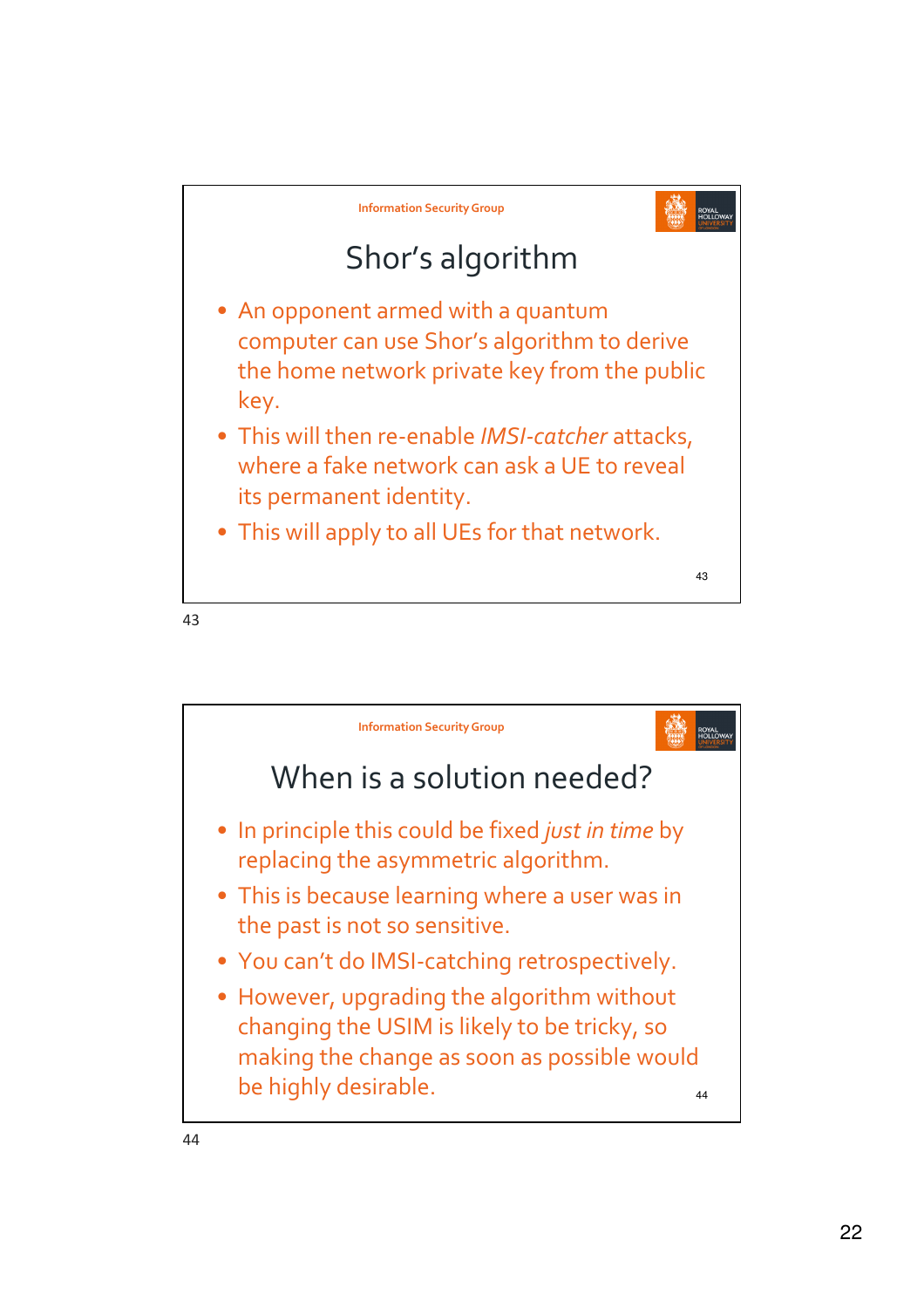## Shor's algorithm

- An opponent armed with a quantum computer can use Shor's algorithm to derive the home network private key from the public key.
- This will then re-enable *IMSI-catcher* attacks, where a fake network can ask a UE to reveal its permanent identity.
- This will apply to all UEs for that network.

## When is a solution needed?

- In principle this could be fixed *just in time* by replacing the asymmetric algorithm.
- This is because learning where a user was in the past is not so sensitive.
- You can't do IMSI-catching retrospectively.
- However, upgrading the algorithm without changing the USIM is likely to be tricky, so making the change as soon as possible would be highly desirable.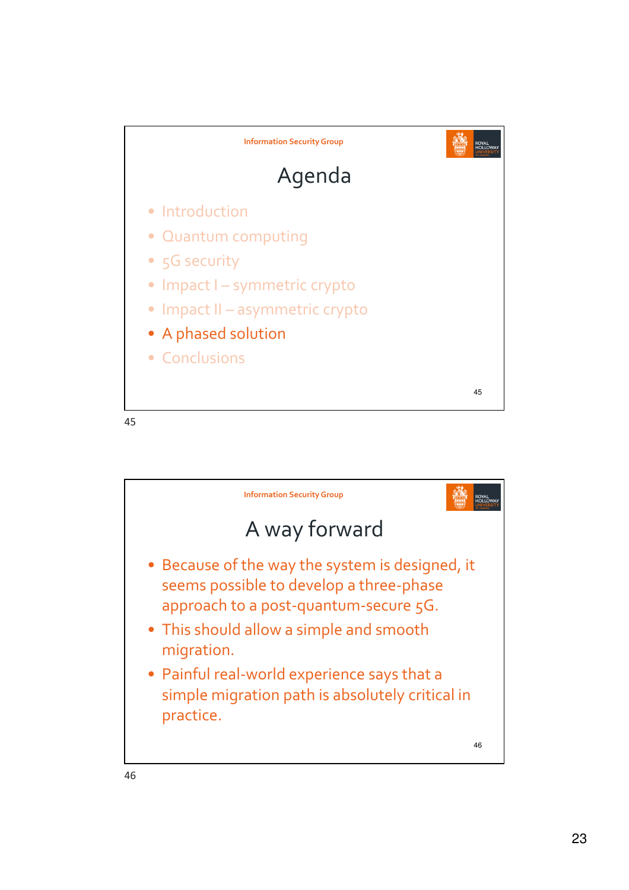Information Security Group

# Agenda

- Introduction
- Quantum computing
- 5G security
- Impact I – symmetric crypto
- Impact II – asymmetric crypto
- A phased solution
- Conclusions

Information Security Group

# A way forward

- Because of the way the system is designed, it seems possible to develop a three-phase approach to a post-quantum-secure 5G.
- This should allow a simple and smooth migration.
- Painful real-world experience says that a simple migration path is absolutely critical in practice.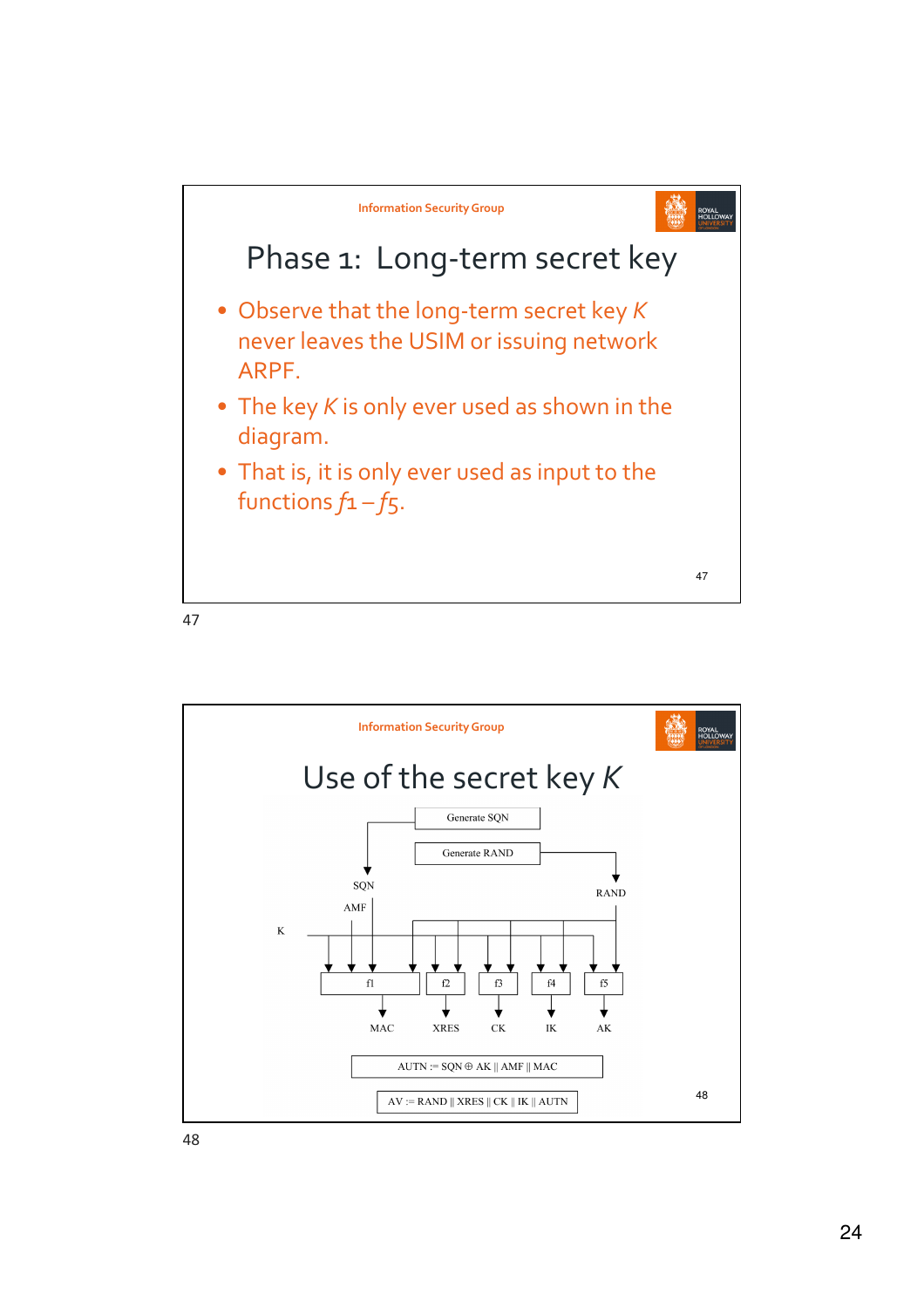Information Security Group

# Phase 1: Long-term secret key

- Observe that the long-term secret key *K* never leaves the USIM or issuing network ARPF.
- The key *K* is only ever used as shown in the diagram.
- That is, it is only ever used as input to the functions $f1 – f5$.

Information Security Group

# Use of the secret key *K*

Generate SQN

Generate RAND

SQN

RAND

AMF

K

f1 f2 f3 f4 f5

MAC XRES CK IK AK

AUTN := SQN ⊕ AK || AMF || MAC

AV := RAND || XRES || CK || IK || AUTN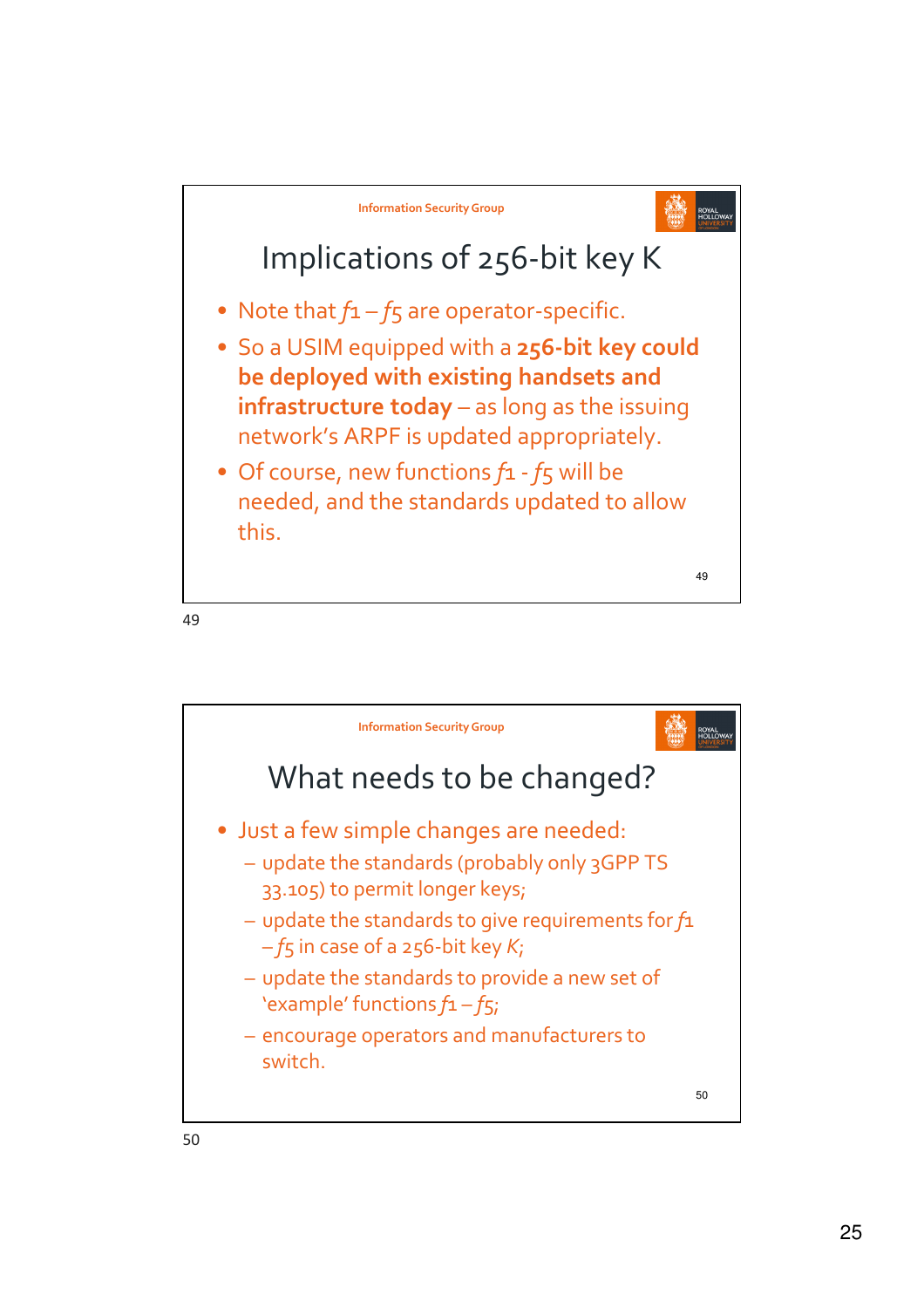## Implications of 256-bit key K

- Note that $f1 - f5$ are operator-specific.
- So a USIM equipped with a **256-bit key could be deployed with existing handsets and infrastructure today** – as long as the issuing network's ARPF is updated appropriately.
- Of course, new functions $f1$ - $f5$ will be needed, and the standards updated to allow this.

## What needs to be changed?

- Just a few simple changes are needed:
  - update the standards (probably only 3GPP TS 33.105) to permit longer keys;
  - update the standards to give requirements for $f1 - f5$ in case of a 256-bit key $K$;
  - update the standards to provide a new set of 'example' functions $f1 - f5$;
  - encourage operators and manufacturers to switch.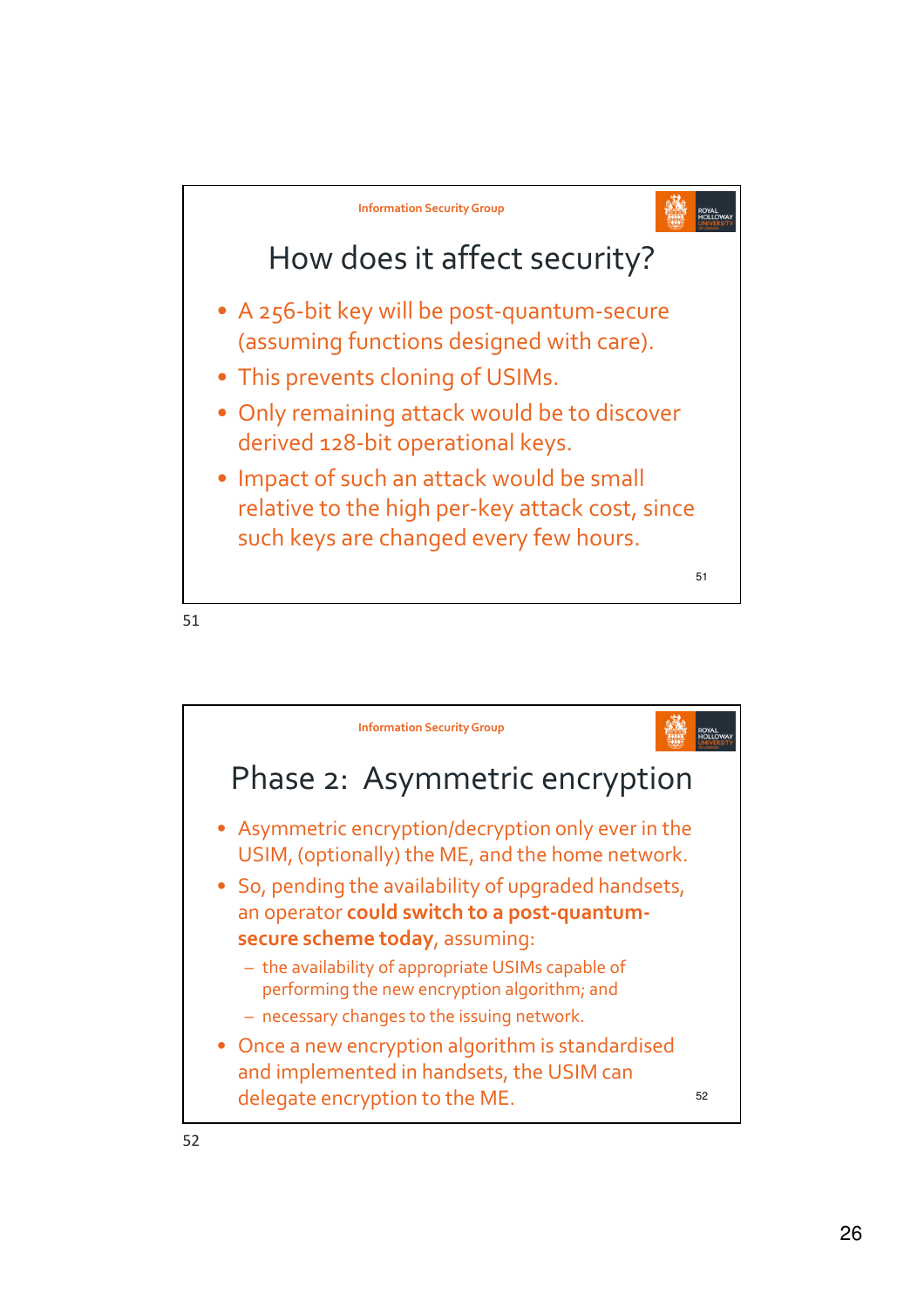## How does it affect security?

- A 256-bit key will be post-quantum-secure (assuming functions designed with care).
- This prevents cloning of USIMs.
- Only remaining attack would be to discover derived 128-bit operational keys.
- Impact of such an attack would be small relative to the high per-key attack cost, since such keys are changed every few hours.

## Phase 2: Asymmetric encryption

- Asymmetric encryption/decryption only ever in the USIM, (optionally) the ME, and the home network.
- So, pending the availability of upgraded handsets, an operator **could switch to a post-quantum-secure scheme today**, assuming:
  - the availability of appropriate USIMs capable of performing the new encryption algorithm; and
  - necessary changes to the issuing network.
- Once a new encryption algorithm is standardised and implemented in handsets, the USIM can delegate encryption to the ME.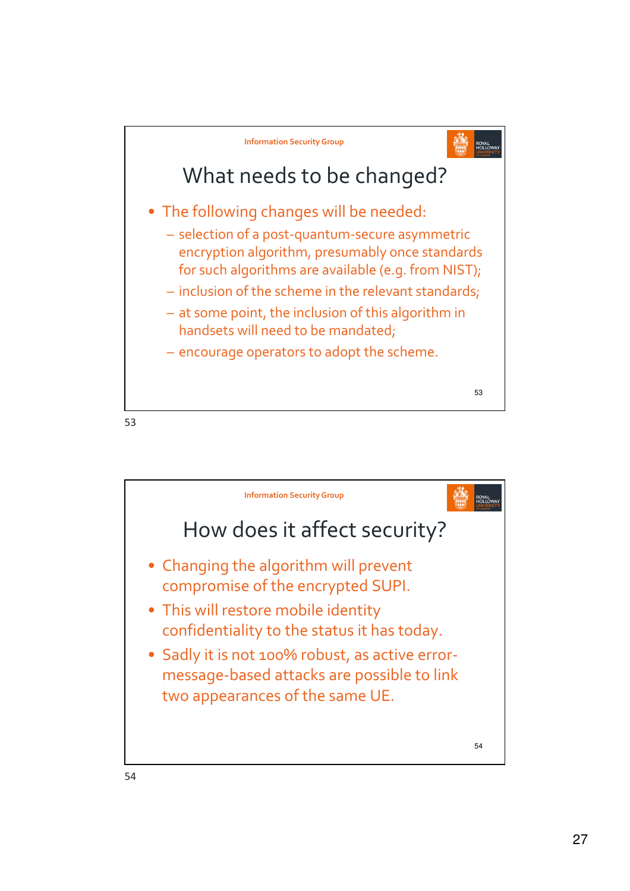## What needs to be changed?

- The following changes will be needed:
  - selection of a post-quantum-secure asymmetric encryption algorithm, presumably once standards for such algorithms are available (e.g. from NIST);
  - inclusion of the scheme in the relevant standards;
  - at some point, the inclusion of this algorithm in handsets will need to be mandated;
  - encourage operators to adopt the scheme.

## How does it affect security?

- Changing the algorithm will prevent compromise of the encrypted SUPI.
- This will restore mobile identity confidentiality to the status it has today.
- Sadly it is not 100% robust, as active error-message-based attacks are possible to link two appearances of the same UE.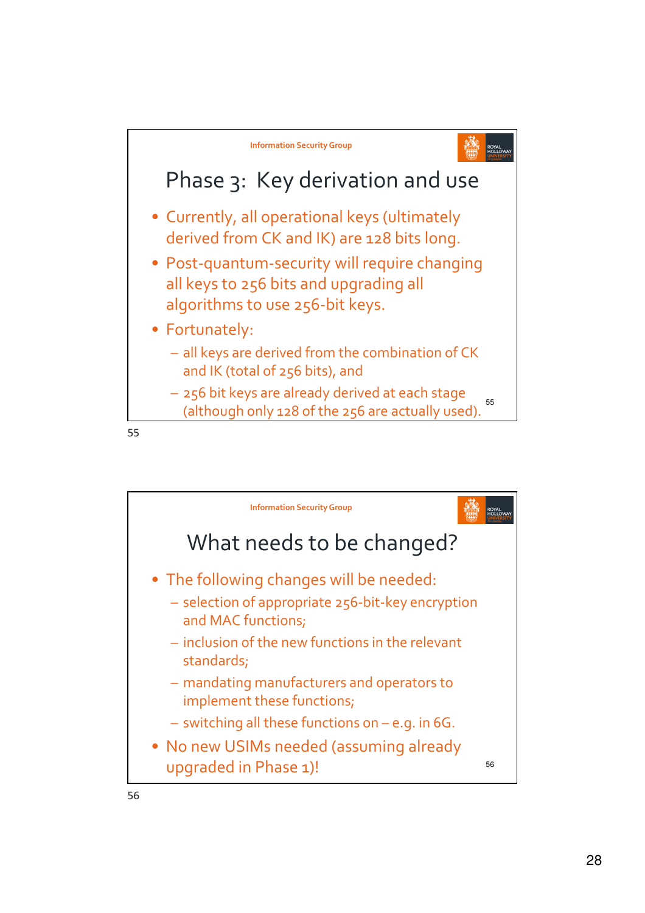## Phase 3: Key derivation and use

- Currently, all operational keys (ultimately derived from CK and IK) are 128 bits long.
- Post-quantum-security will require changing all keys to 256 bits and upgrading all algorithms to use 256-bit keys.
- Fortunately:
  - all keys are derived from the combination of CK and IK (total of 256 bits), and
  - 256 bit keys are already derived at each stage (although only 128 of the 256 are actually used).

## What needs to be changed?

- The following changes will be needed:
  - selection of appropriate 256-bit-key encryption and MAC functions;
  - inclusion of the new functions in the relevant standards;
  - mandating manufacturers and operators to implement these functions;
  - switching all these functions on – e.g. in 6G.
- No new USIMs needed (assuming already upgraded in Phase 1)!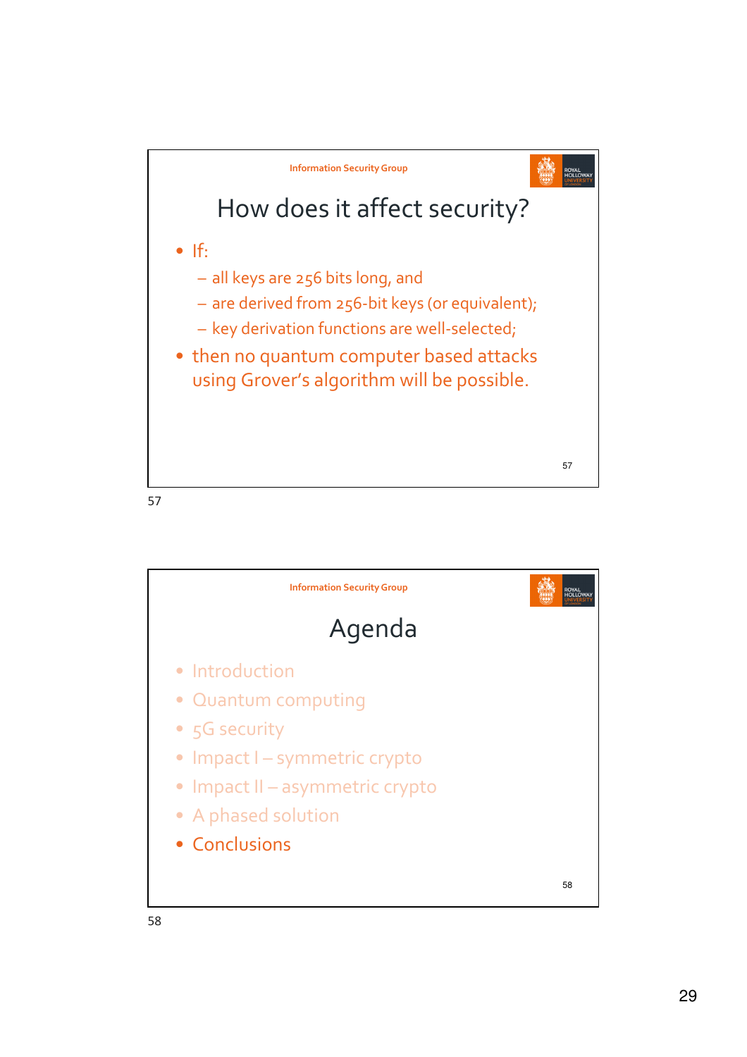Information Security Group

## How does it affect security?

- If:
  - all keys are 256 bits long, and
  - are derived from 256-bit keys (or equivalent);
  - key derivation functions are well-selected;
- then no quantum computer based attacks using Grover's algorithm will be possible.

Information Security Group

## Agenda

- Introduction
- Quantum computing
- 5G security
- Impact I – symmetric crypto
- Impact II – asymmetric crypto
- A phased solution
- Conclusions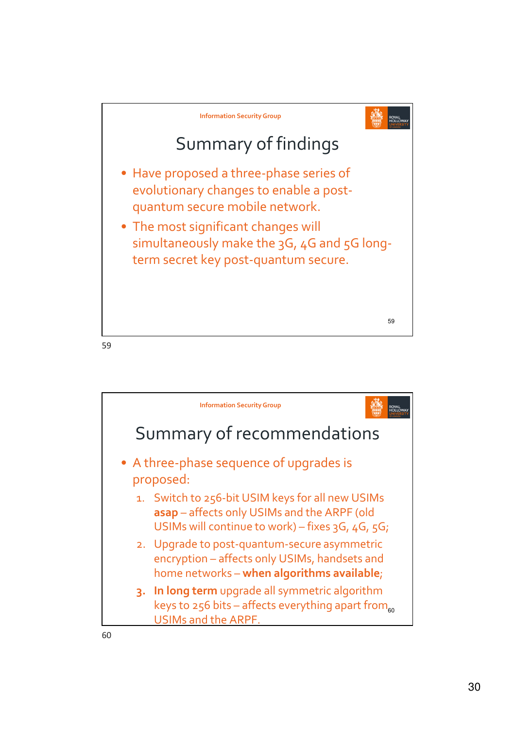## Summary of findings

- Have proposed a three-phase series of evolutionary changes to enable a post-quantum secure mobile network.
- The most significant changes will simultaneously make the 3G, 4G and 5G long-term secret key post-quantum secure.

## Summary of recommendations

- A three-phase sequence of upgrades is proposed:
  1. Switch to 256-bit USIM keys for all new USIMs **asap** – affects only USIMs and the ARPF (old USIMs will continue to work) – fixes 3G, 4G, 5G;
  2. Upgrade to post-quantum-secure asymmetric encryption – affects only USIMs, handsets and home networks – **when algorithms available**;
  3. **In long term** upgrade all symmetric algorithm keys to 256 bits – affects everything apart from USIMs and the ARPF.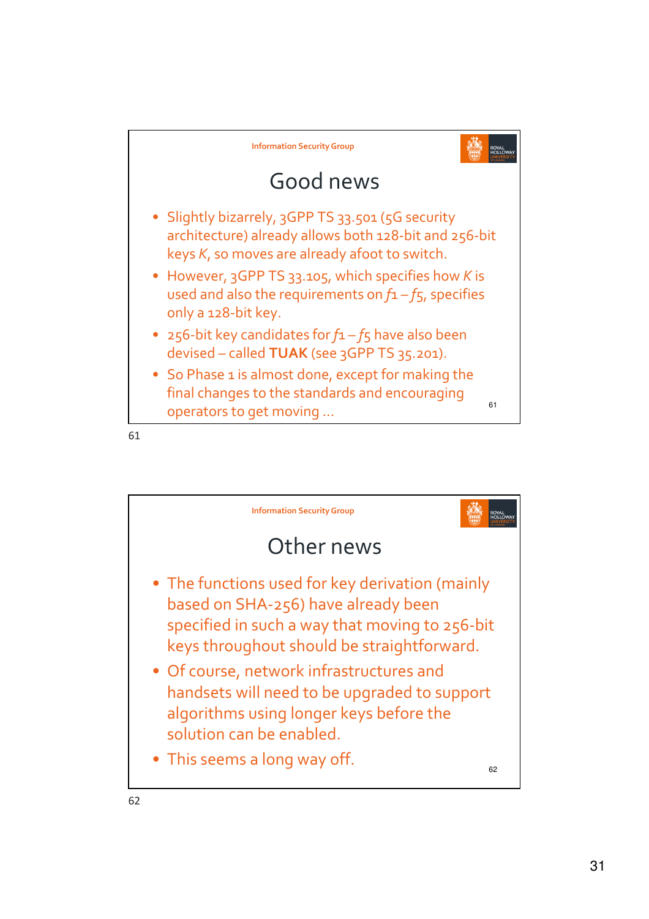Information Security Group

## Good news

- Slightly bizarrely, 3GPP TS 33.501 (5G security architecture) already allows both 128-bit and 256-bit keys $K$, so moves are already afoot to switch.
- However, 3GPP TS 33.105, which specifies how $K$ is used and also the requirements on $f1 - f5$, specifies only a 128-bit key.
- 256-bit key candidates for $f1 - f5$ have also been devised – called **TUAK** (see 3GPP TS 35.201).
- So Phase 1 is almost done, except for making the final changes to the standards and encouraging operators to get moving …

Information Security Group

## Other news

- The functions used for key derivation (mainly based on SHA-256) have already been specified in such a way that moving to 256-bit keys throughout should be straightforward.
- Of course, network infrastructures and handsets will need to be upgraded to support algorithms using longer keys before the solution can be enabled.
- This seems a long way off.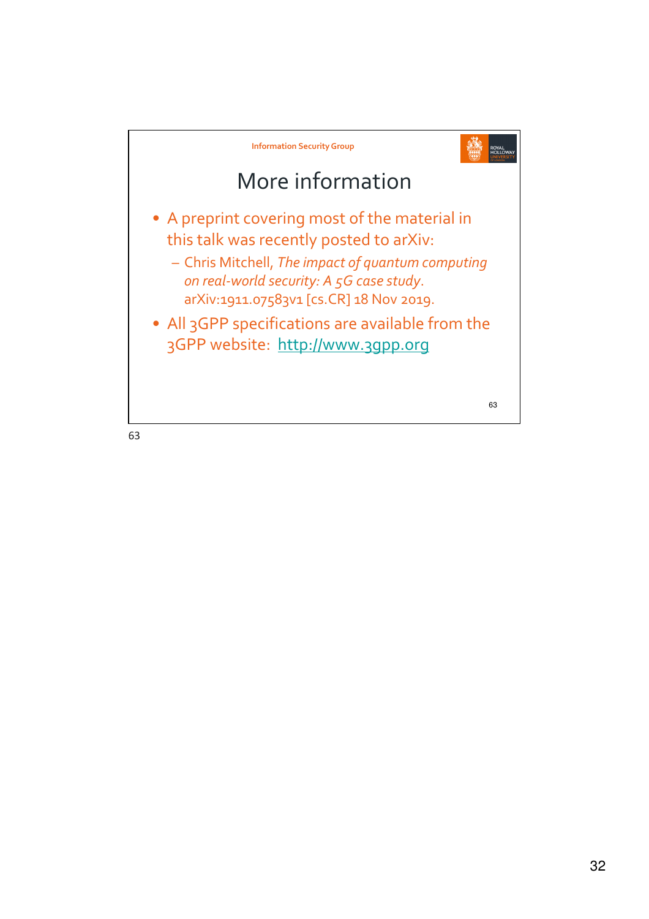Information Security Group

# More information

- A preprint covering most of the material in this talk was recently posted to arXiv:
  - Chris Mitchell, *The impact of quantum computing on real-world security: A 5G case study*. arXiv:1911.07583v1 [cs.CR] 18 Nov 2019.
- All 3GPP specifications are available from the 3GPP website: http://www.3gpp.org